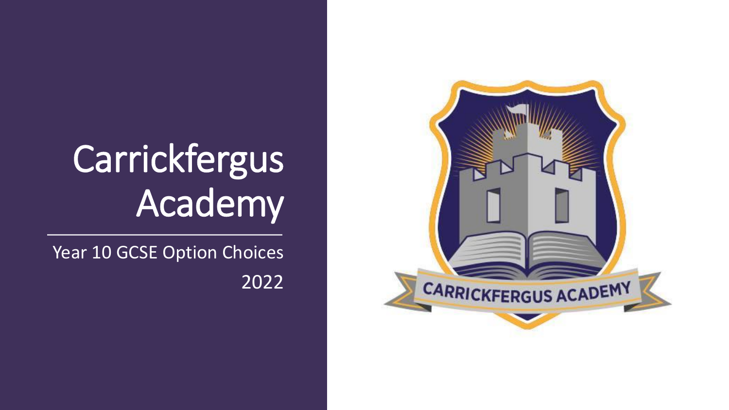# Carrickfergus Academy

Year 10 GCSE Option Choices 2022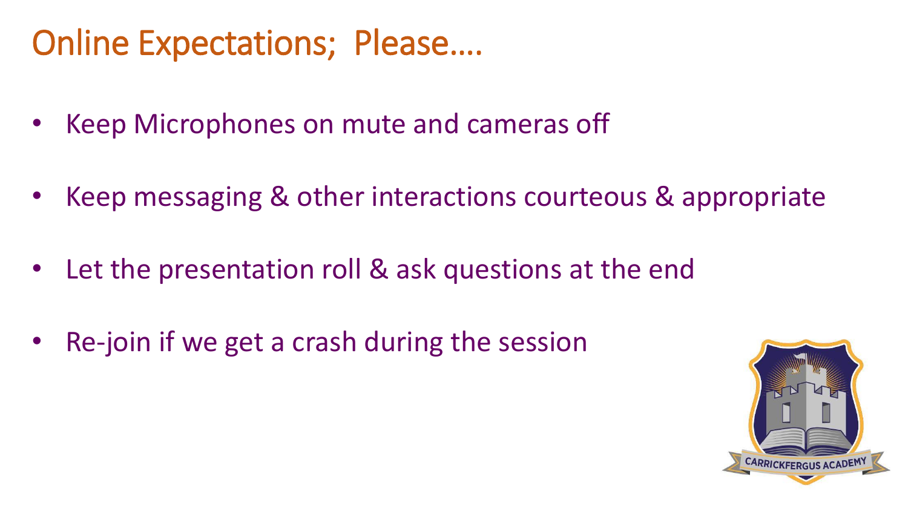# Online Expectations; Please….

- Keep Microphones on mute and cameras off
- Keep messaging & other interactions courteous & appropriate
- Let the presentation roll & ask questions at the end
- Re-join if we get a crash during the session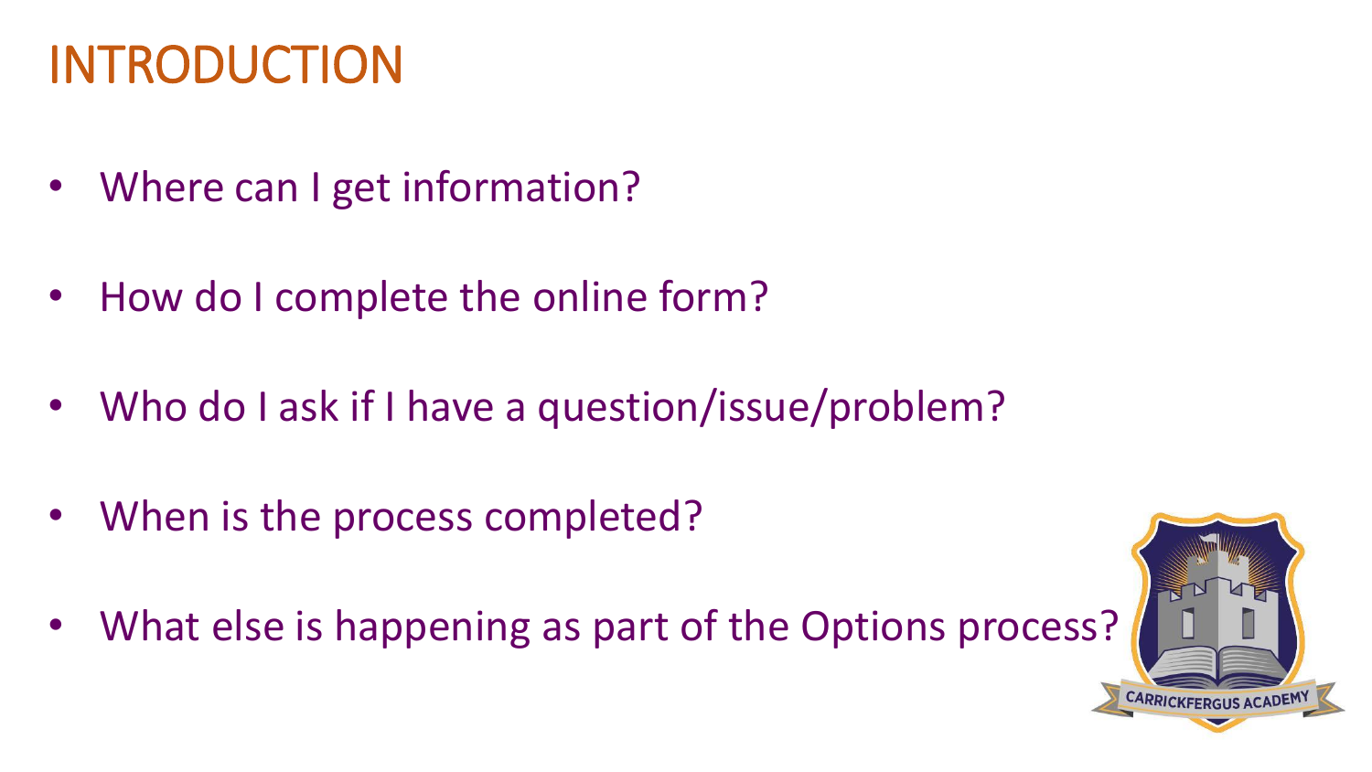# INTRODUCTION

- Where can I get information?
- How do I complete the online form?
- Who do I ask if I have a question/issue/problem?
- When is the process completed?
- What else is happening as part of the Options process?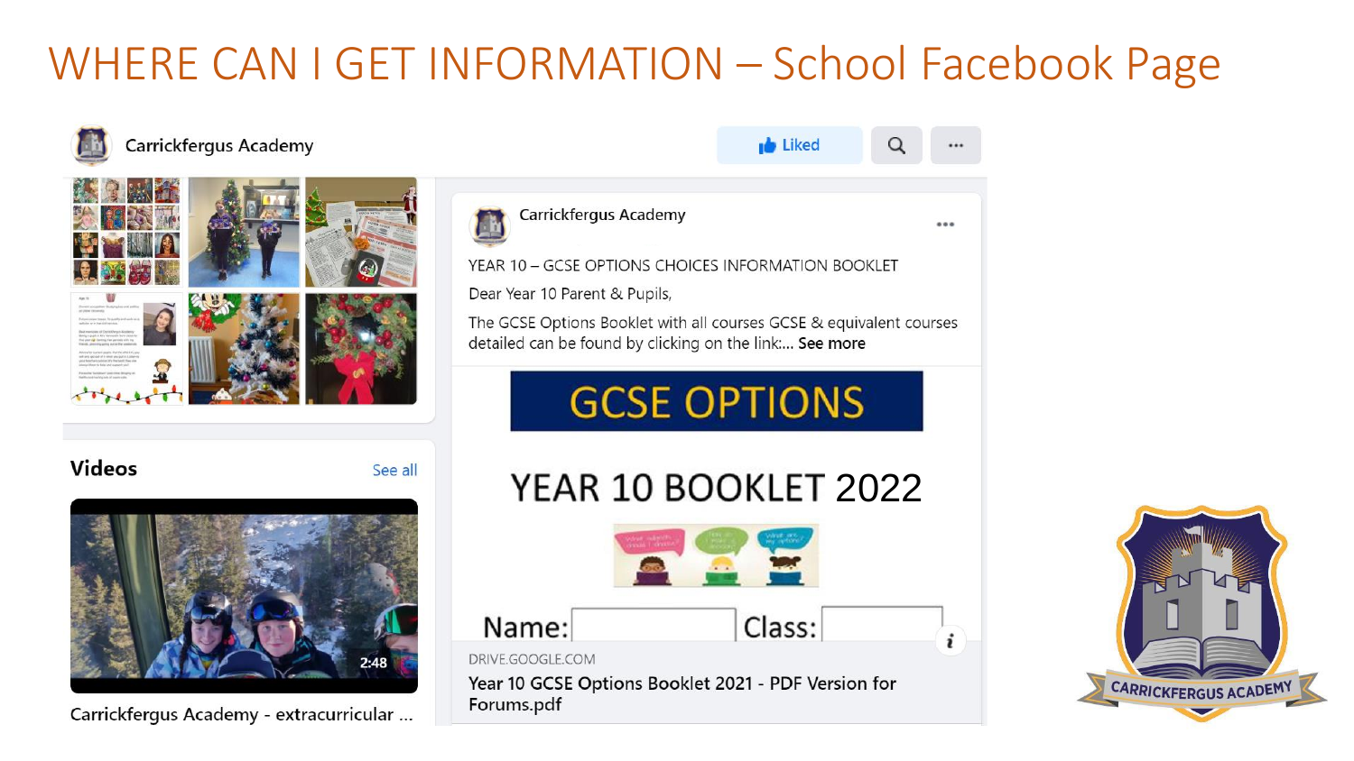# WHERE CAN I GET INFORMATION – School Facebook Page

Carrickfergus Academy

Liked

Videos

See all

2:48

Carrickfergus Academy - extracurricular ...

Carrickfergus Academy

YEAR 10 – GCSE OPTIONS CHOICES INFORMATION BOOKLET

Dear Year 10 Parent & Pupils,

The GCSE Options Booklet with all courses GCSE & equivalent courses detailed can be found by clicking on the link:... See more

GCSE OPTIONS

YEAR 10 BOOKLET 2022

Name: Class:

DRIVE.GOOGLE.COM

Year 10 GCSE Options Booklet 2021 - PDF Version for Forums.pdf

CARRICKFERGUS ACADEMY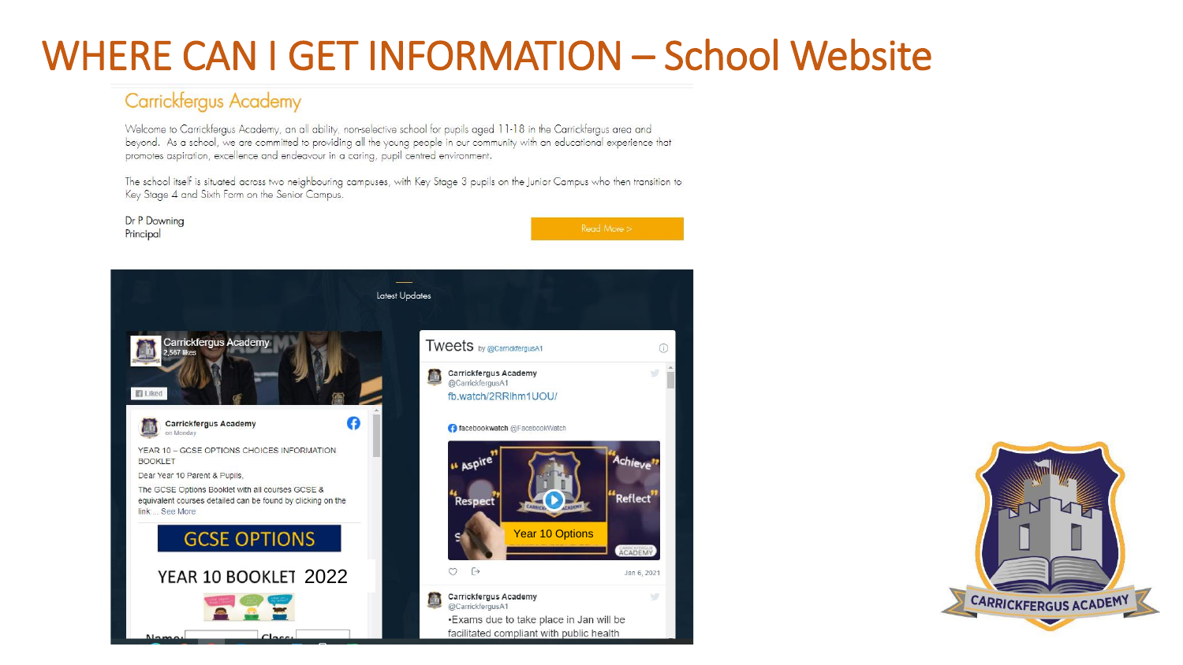# WHERE CAN I GET INFORMATION – School Website

## Carrickfergus Academy

Welcome to Carrickfergus Academy, an all ability, non-selective school for pupils aged 11-18 in the Carrickfergus area and beyond. As a school, we are committed to providing all the young people in our community with an educational experience that promotes aspiration, excellence and endeavour in a caring, pupil centred environment.

The school itself is situated across two neighbouring campuses, with Key Stage 3 pupils on the Junior Campus who then transition to Key Stage 4 and Sixth Form on the Senior Campus.

Dr P Downing
Principal

Read More >

Latest Updates

Carrickfergus Academy
2,567 likes

Liked

Carrickfergus Academy
on Monday

YEAR 10 – GCSE OPTIONS CHOICES INFORMATION BOOKLET

Dear Year 10 Parent & Pupils,

The GCSE Options Booklet with all courses GCSE & equivalent courses detailed can be found by clicking on the link: ... See More

GCSE OPTIONS

YEAR 10 BOOKLET 2022

Name: Class:

Tweets by @CarrickfergusA1

Carrickfergus Academy
@CarrickfergusA1

fb.watch/2RRlhm1UOU/

facebookwatch @FacebookWatch

"Aspire" "Achieve" "Respect" "Reflect"

Year 10 Options

Jan 6, 2021

Carrickfergus Academy
@CarrickfergusA1

•Exams due to take place in Jan will be facilitated compliant with public health

CARRICKFERGUS ACADEMY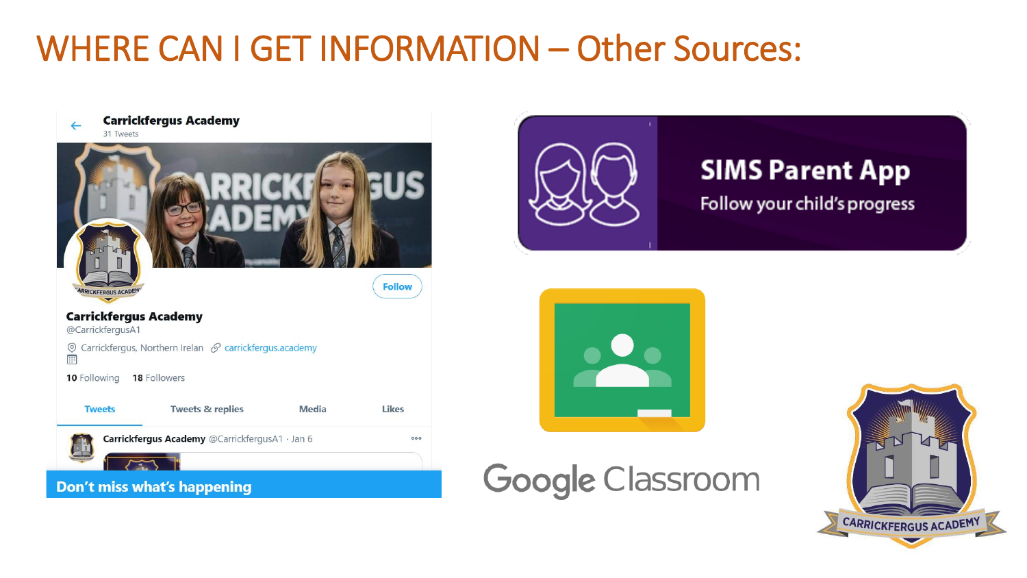# WHERE CAN I GET INFORMATION – Other Sources:

Carrickfergus Academy
31 Tweets

Follow

**Carrickfergus Academy**
@CarrickfergusA1
Carrickfergus, Northern Irelan   carrickfergus.academy

**10** Following   **18** Followers

Tweets   Tweets & replies   Media   Likes

Carrickfergus Academy @CarrickfergusA1 · Jan 6

Don't miss what's happening

**SIMS Parent App**
Follow your child's progress

Google Classroom

CARRICKFERGUS ACADEMY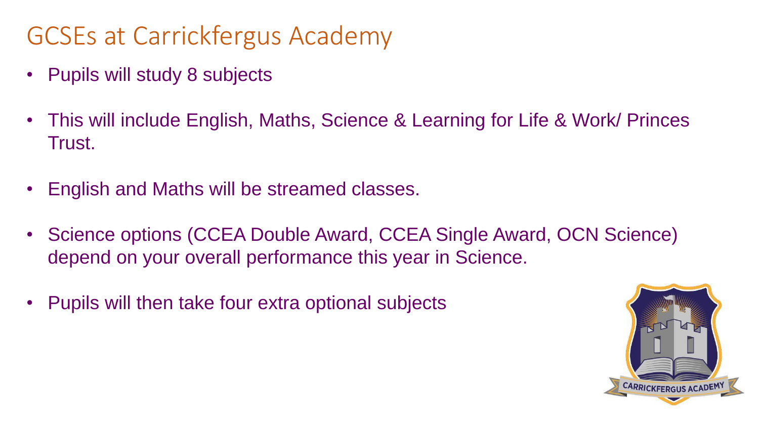# GCSEs at Carrickfergus Academy

- Pupils will study 8 subjects
- This will include English, Maths, Science & Learning for Life & Work/ Princes Trust.
- English and Maths will be streamed classes.
- Science options (CCEA Double Award, CCEA Single Award, OCN Science) depend on your overall performance this year in Science.
- Pupils will then take four extra optional subjects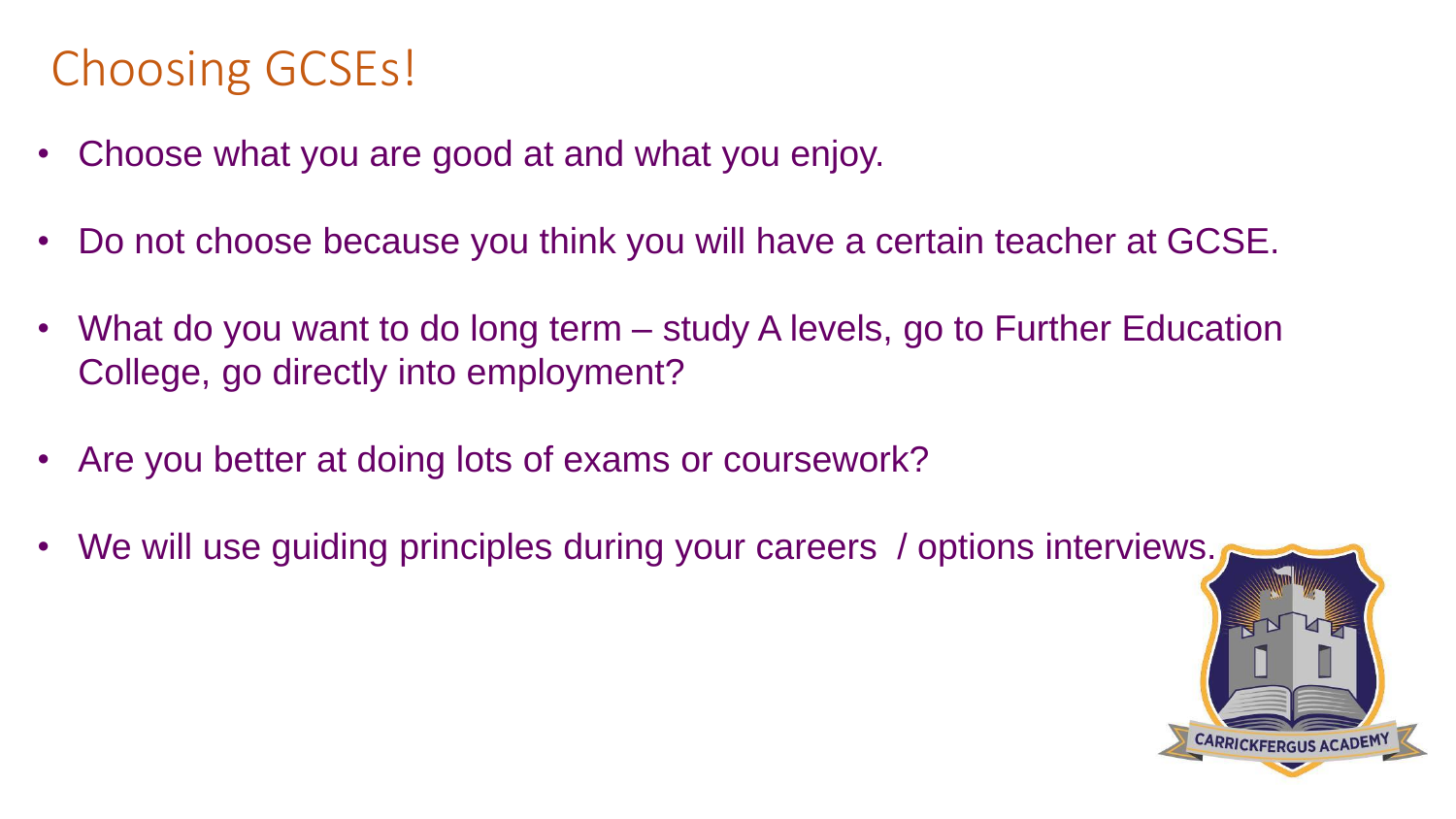# Choosing GCSEs!

- Choose what you are good at and what you enjoy.
- Do not choose because you think you will have a certain teacher at GCSE.
- What do you want to do long term – study A levels, go to Further Education College, go directly into employment?
- Are you better at doing lots of exams or coursework?
- We will use guiding principles during your careers / options interviews.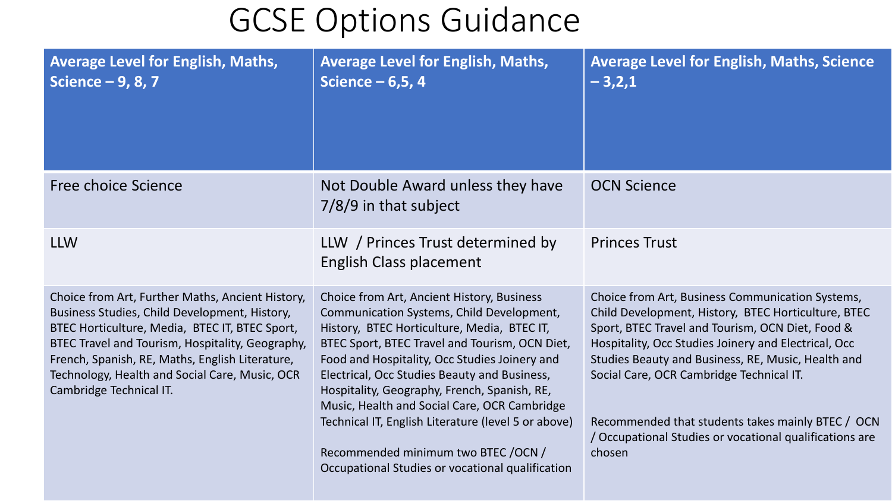# GCSE Options Guidance

| Average Level for English, Maths, Science – 9, 8, 7 | Average Level for English, Maths, Science – 6,5, 4 | Average Level for English, Maths, Science – 3,2,1 |
| --- | --- | --- |
| Free choice Science | Not Double Award unless they have 7/8/9 in that subject | OCN Science |
| LLW | LLW / Princes Trust determined by English Class placement | Princes Trust |
| Choice from Art, Further Maths, Ancient History, Business Studies, Child Development, History, BTEC Horticulture, Media, BTEC IT, BTEC Sport, BTEC Travel and Tourism, Hospitality, Geography, French, Spanish, RE, Maths, English Literature, Technology, Health and Social Care, Music, OCR Cambridge Technical IT. | Choice from Art, Ancient History, Business Communication Systems, Child Development, History, BTEC Horticulture, Media, BTEC IT, BTEC Sport, BTEC Travel and Tourism, OCN Diet, Food and Hospitality, Occ Studies Joinery and Electrical, Occ Studies Beauty and Business, Hospitality, Geography, French, Spanish, RE, Music, Health and Social Care, OCR Cambridge Technical IT, English Literature (level 5 or above)<br><br>Recommended minimum two BTEC /OCN / Occupational Studies or vocational qualification | Choice from Art, Business Communication Systems, Child Development, History, BTEC Horticulture, BTEC Sport, BTEC Travel and Tourism, OCN Diet, Food & Hospitality, Occ Studies Joinery and Electrical, Occ Studies Beauty and Business, RE, Music, Health and Social Care, OCR Cambridge Technical IT.<br><br>Recommended that students takes mainly BTEC / OCN / Occupational Studies or vocational qualifications are chosen |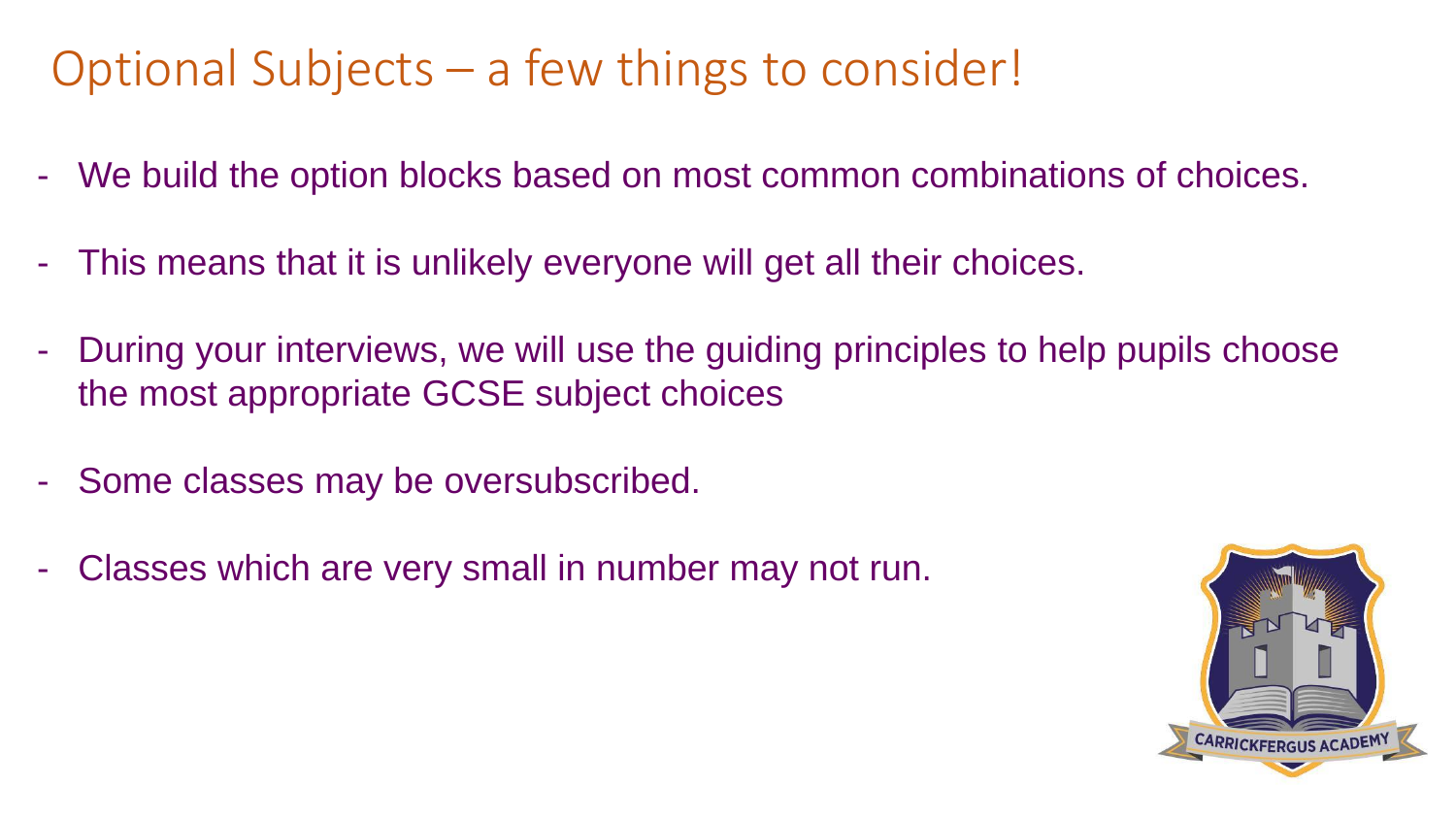# Optional Subjects – a few things to consider!

- We build the option blocks based on most common combinations of choices.
- This means that it is unlikely everyone will get all their choices.
- During your interviews, we will use the guiding principles to help pupils choose the most appropriate GCSE subject choices
- Some classes may be oversubscribed.
- Classes which are very small in number may not run.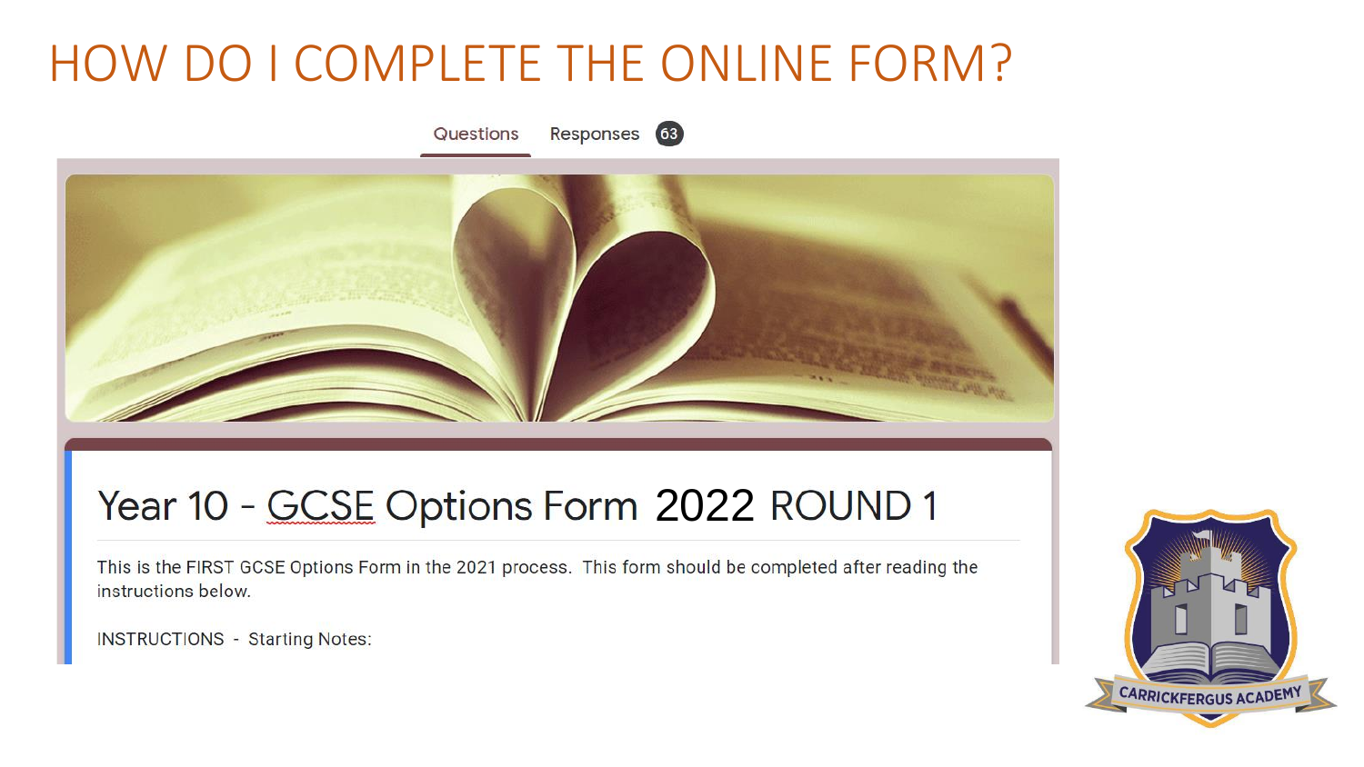# HOW DO I COMPLETE THE ONLINE FORM?

Questions Responses 63

## Year 10 - GCSE Options Form 2022 ROUND 1

This is the FIRST GCSE Options Form in the 2021 process. This form should be completed after reading the instructions below.

INSTRUCTIONS - Starting Notes:

CARRICKFERGUS ACADEMY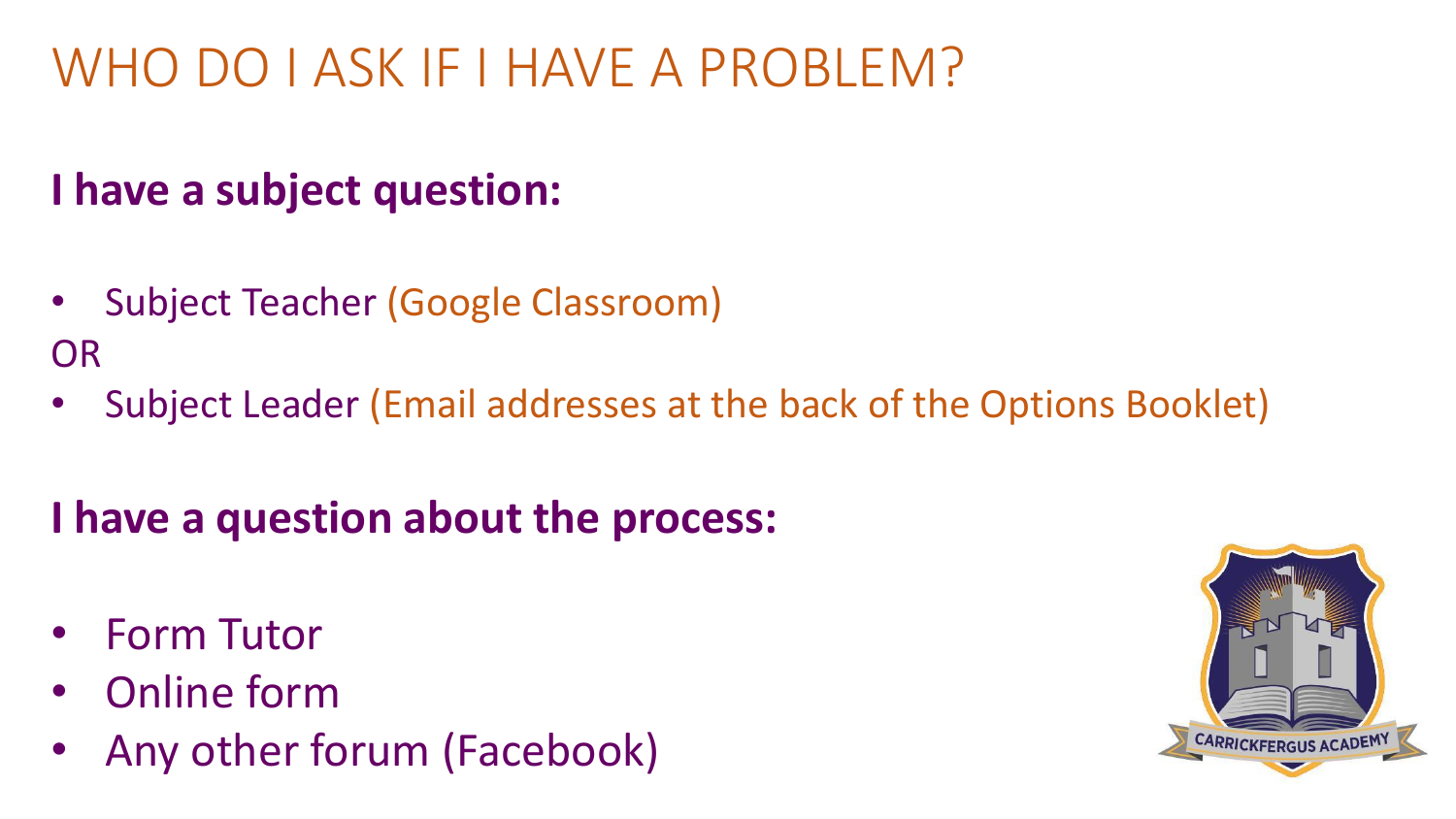# WHO DO I ASK IF I HAVE A PROBLEM?

**I have a subject question:**

- Subject Teacher (Google Classroom)

OR

- Subject Leader (Email addresses at the back of the Options Booklet)

**I have a question about the process:**

- Form Tutor
- Online form
- Any other forum (Facebook)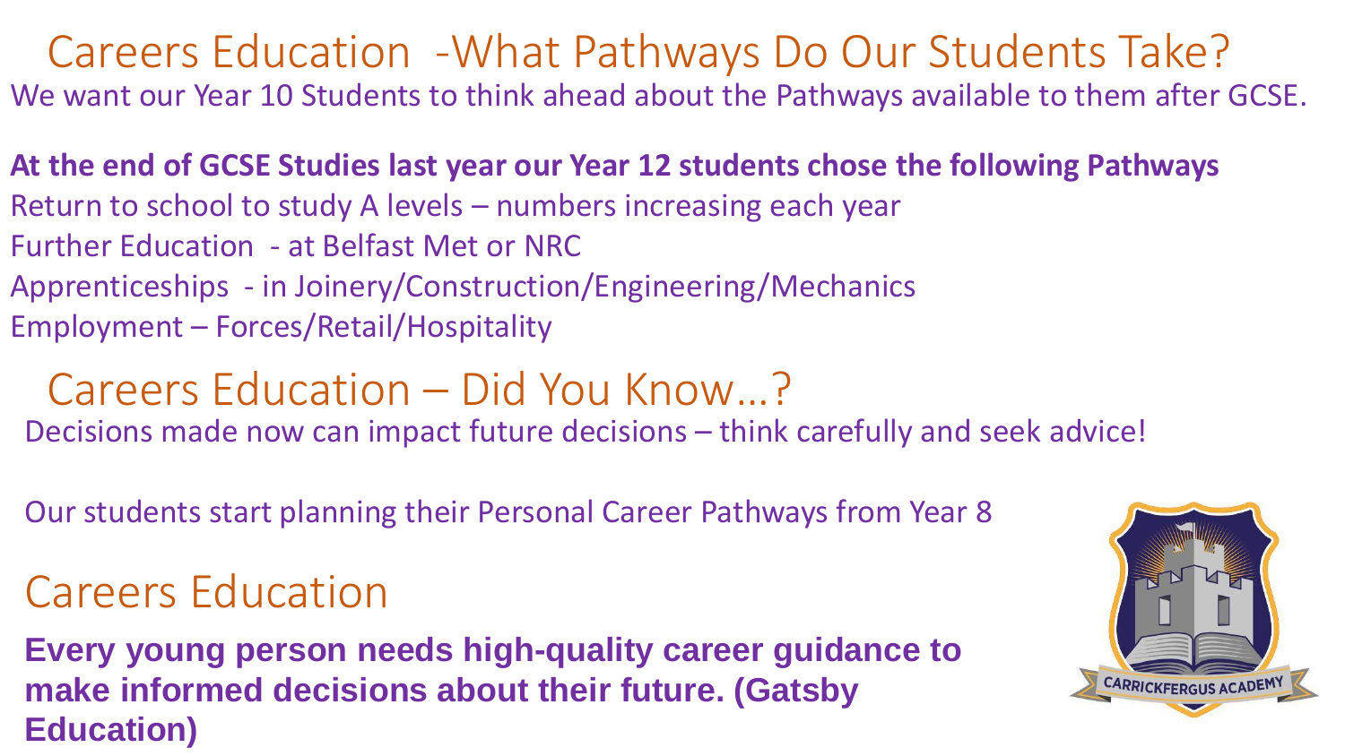## Careers Education -What Pathways Do Our Students Take?

We want our Year 10 Students to think ahead about the Pathways available to them after GCSE.

**At the end of GCSE Studies last year our Year 12 students chose the following Pathways**

Return to school to study A levels – numbers increasing each year

Further Education - at Belfast Met or NRC

Apprenticeships - in Joinery/Construction/Engineering/Mechanics

Employment – Forces/Retail/Hospitality

## Careers Education – Did You Know…?

Decisions made now can impact future decisions – think carefully and seek advice!

Our students start planning their Personal Career Pathways from Year 8

## Careers Education

**Every young person needs high-quality career guidance to make informed decisions about their future. (Gatsby Education)**

CARRICKFERGUS ACADEMY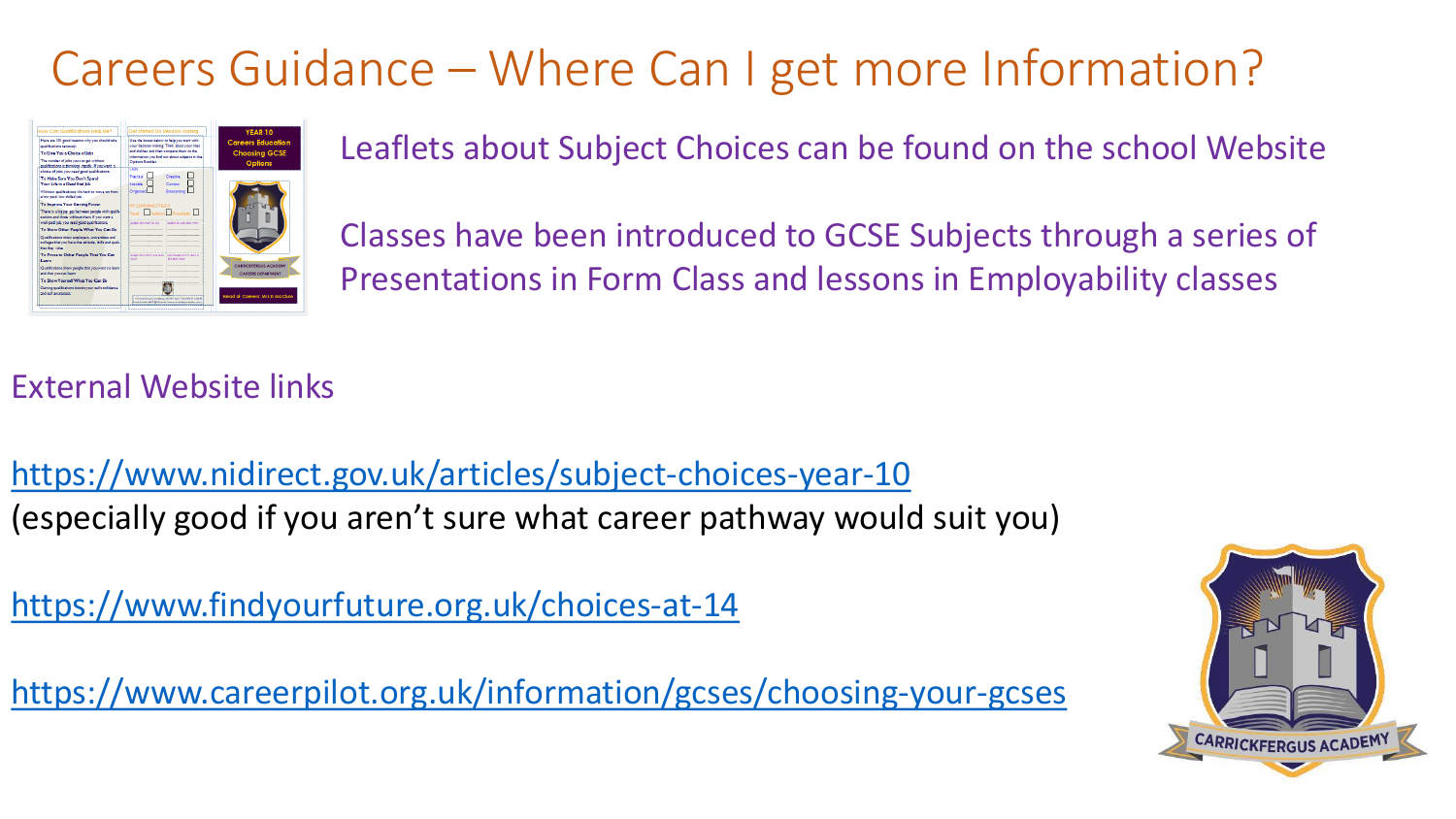# Careers Guidance – Where Can I get more Information?

Leaflets about Subject Choices can be found on the school Website

Classes have been introduced to GCSE Subjects through a series of Presentations in Form Class and lessons in Employability classes

External Website links

https://www.nidirect.gov.uk/articles/subject-choices-year-10
(especially good if you aren't sure what career pathway would suit you)

https://www.findyourfuture.org.uk/choices-at-14

https://www.careerpilot.org.uk/information/gcses/choosing-your-gcses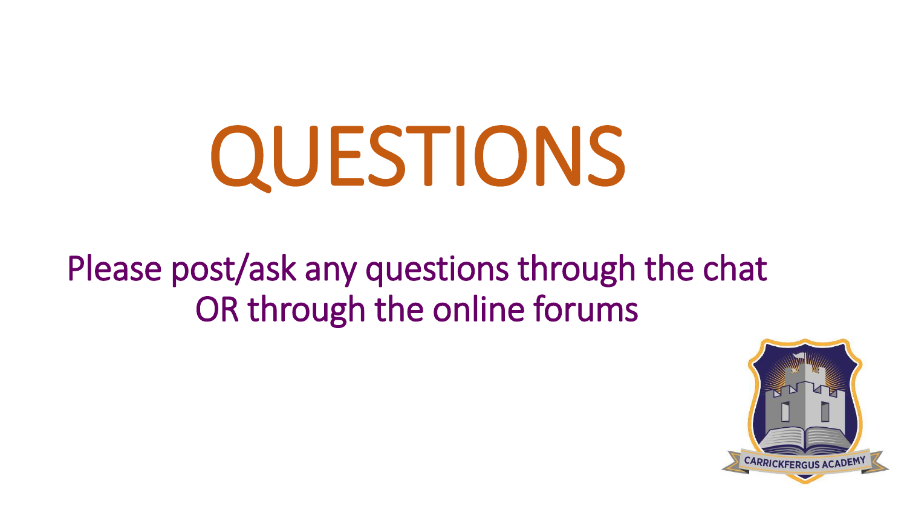# QUESTIONS

Please post/ask any questions through the chat
OR through the online forums

CARRICKFERGUS ACADEMY